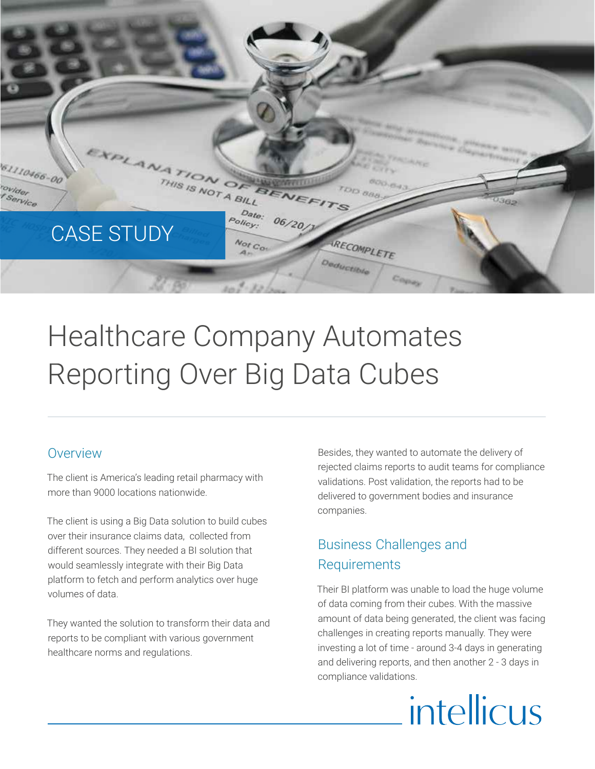CASE STUDY

# Healthcare Company Automates Reporting Over Big Data Cubes

## Overview

The client is America's leading retail pharmacy with more than 9000 locations nationwide.

The client is using a Big Data solution to build cubes over their insurance claims data, collected from different sources. They needed a BI solution that would seamlessly integrate with their Big Data platform to fetch and perform analytics over huge volumes of data.

They wanted the solution to transform their data and reports to be compliant with various government healthcare norms and regulations.

Besides, they wanted to automate the delivery of rejected claims reports to audit teams for compliance validations. Post validation, the reports had to be delivered to government bodies and insurance companies.

## Business Challenges and Requirements

Their BI platform was unable to load the huge volume of data coming from their cubes. With the massive amount of data being generated, the client was facing challenges in creating reports manually. They were investing a lot of time - around 3-4 days in generating and delivering reports, and then another 2 - 3 days in compliance validations.

intellicus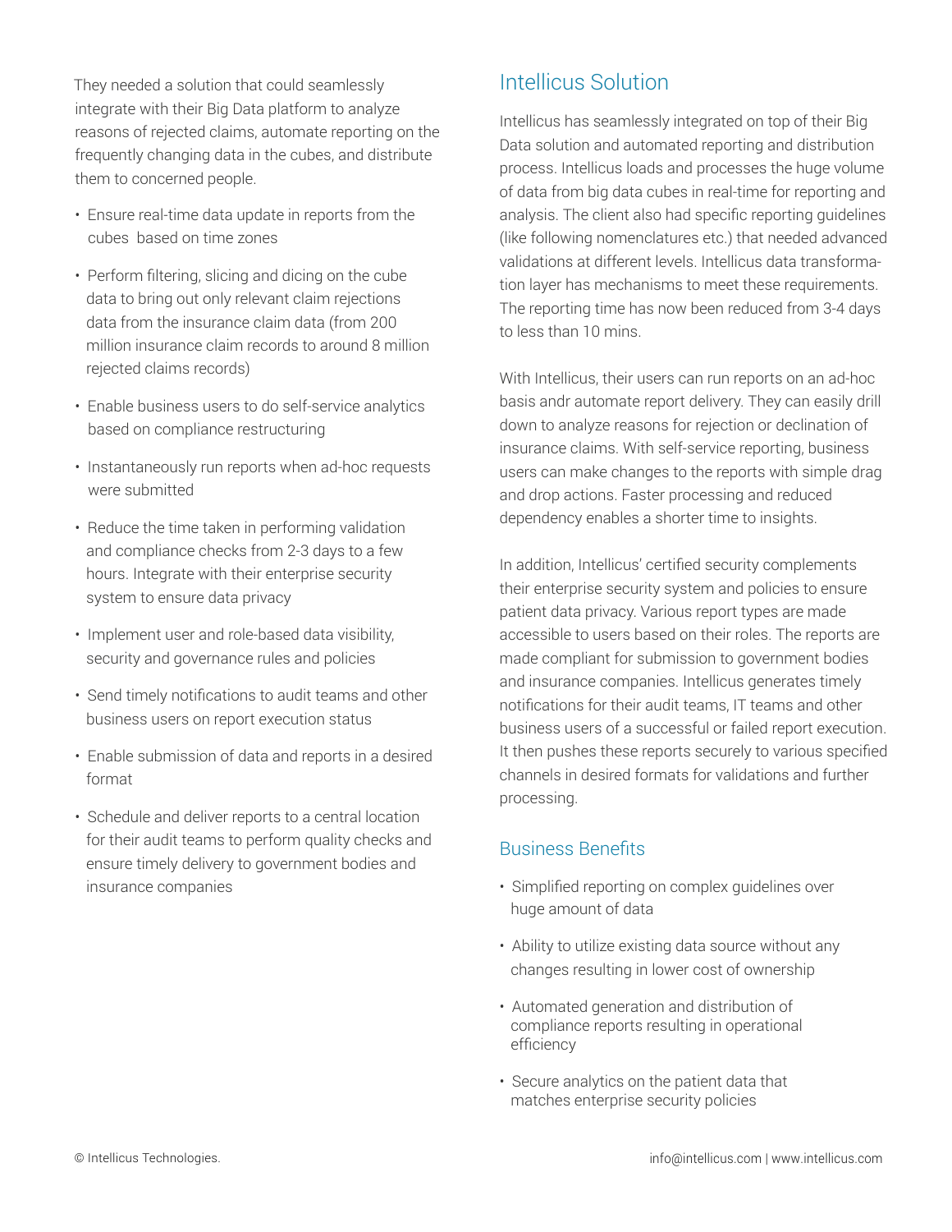They needed a solution that could seamlessly integrate with their Big Data platform to analyze reasons of rejected claims, automate reporting on the frequently changing data in the cubes, and distribute them to concerned people.

- Ensure real-time data update in reports from the cubes based on time zones
- Perform filtering, slicing and dicing on the cube data to bring out only relevant claim rejections data from the insurance claim data (from 200 million insurance claim records to around 8 million rejected claims records)
- Enable business users to do self-service analytics based on compliance restructuring
- Instantaneously run reports when ad-hoc requests were submitted
- Reduce the time taken in performing validation and compliance checks from 2-3 days to a few hours. Integrate with their enterprise security system to ensure data privacy
- Implement user and role-based data visibility, security and governance rules and policies
- Send timely notifications to audit teams and other business users on report execution status
- Enable submission of data and reports in a desired format
- Schedule and deliver reports to a central location for their audit teams to perform quality checks and ensure timely delivery to government bodies and insurance companies

## Intellicus Solution

Intellicus has seamlessly integrated on top of their Big Data solution and automated reporting and distribution process. Intellicus loads and processes the huge volume of data from big data cubes in real-time for reporting and analysis. The client also had specific reporting guidelines (like following nomenclatures etc.) that needed advanced validations at different levels. Intellicus data transformation layer has mechanisms to meet these requirements. The reporting time has now been reduced from 3-4 days to less than 10 mins.

With Intellicus, their users can run reports on an ad-hoc basis andr automate report delivery. They can easily drill down to analyze reasons for rejection or declination of insurance claims. With self-service reporting, business users can make changes to the reports with simple drag and drop actions. Faster processing and reduced dependency enables a shorter time to insights.

In addition, Intellicus' certified security complements their enterprise security system and policies to ensure patient data privacy. Various report types are made accessible to users based on their roles. The reports are made compliant for submission to government bodies and insurance companies. Intellicus generates timely notifications for their audit teams, IT teams and other business users of a successful or failed report execution. It then pushes these reports securely to various specified channels in desired formats for validations and further processing.

### Business Benefits

- Simplified reporting on complex guidelines over huge amount of data
- Ability to utilize existing data source without any changes resulting in lower cost of ownership
- Automated generation and distribution of compliance reports resulting in operational efficiency
- Secure analytics on the patient data that matches enterprise security policies

© Intellicus Technologies.

info@intellicus.com | www.intellicus.com